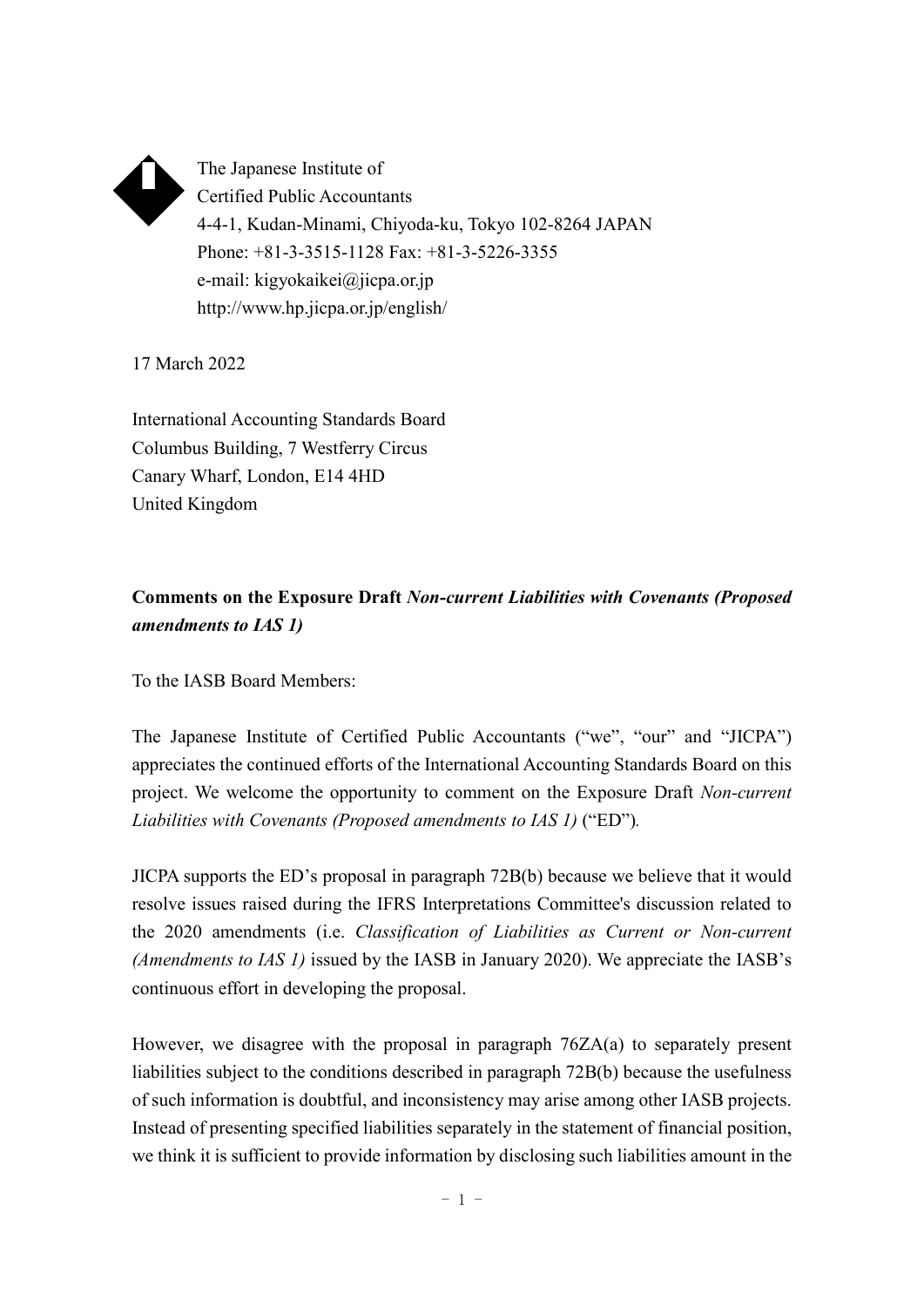The Japanese Institute of
Certified Public Accountants
4-4-1, Kudan-Minami, Chiyoda-ku, Tokyo 102-8264 JAPAN
Phone: +81-3-3515-1128 Fax: +81-3-5226-3355
e-mail: kigyokaikei@jicpa.or.jp
http://www.hp.jicpa.or.jp/english/

17 March 2022

International Accounting Standards Board
Columbus Building, 7 Westferry Circus
Canary Wharf, London, E14 4HD
United Kingdom

**Comments on the Exposure Draft *Non-current Liabilities with Covenants (Proposed amendments to IAS 1)***

To the IASB Board Members:

The Japanese Institute of Certified Public Accountants ("we", "our" and "JICPA") appreciates the continued efforts of the International Accounting Standards Board on this project. We welcome the opportunity to comment on the Exposure Draft *Non-current Liabilities with Covenants (Proposed amendments to IAS 1)* ("ED").

JICPA supports the ED's proposal in paragraph 72B(b) because we believe that it would resolve issues raised during the IFRS Interpretations Committee's discussion related to the 2020 amendments (i.e. *Classification of Liabilities as Current or Non-current (Amendments to IAS 1)* issued by the IASB in January 2020). We appreciate the IASB's continuous effort in developing the proposal.

However, we disagree with the proposal in paragraph 76ZA(a) to separately present liabilities subject to the conditions described in paragraph 72B(b) because the usefulness of such information is doubtful, and inconsistency may arise among other IASB projects. Instead of presenting specified liabilities separately in the statement of financial position, we think it is sufficient to provide information by disclosing such liabilities amount in the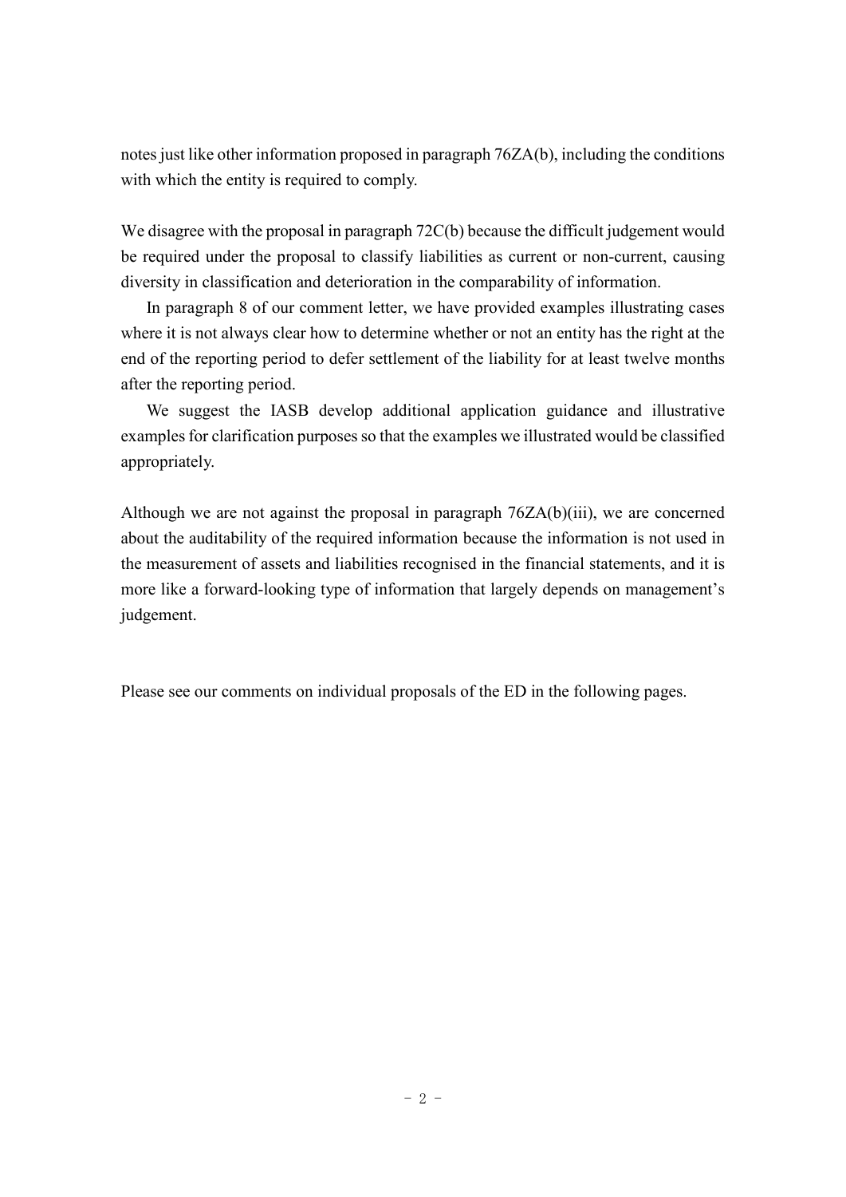notes just like other information proposed in paragraph 76ZA(b), including the conditions with which the entity is required to comply.

We disagree with the proposal in paragraph 72C(b) because the difficult judgement would be required under the proposal to classify liabilities as current or non-current, causing diversity in classification and deterioration in the comparability of information.

In paragraph 8 of our comment letter, we have provided examples illustrating cases where it is not always clear how to determine whether or not an entity has the right at the end of the reporting period to defer settlement of the liability for at least twelve months after the reporting period.

We suggest the IASB develop additional application guidance and illustrative examples for clarification purposes so that the examples we illustrated would be classified appropriately.

Although we are not against the proposal in paragraph 76ZA(b)(iii), we are concerned about the auditability of the required information because the information is not used in the measurement of assets and liabilities recognised in the financial statements, and it is more like a forward-looking type of information that largely depends on management's judgement.

Please see our comments on individual proposals of the ED in the following pages.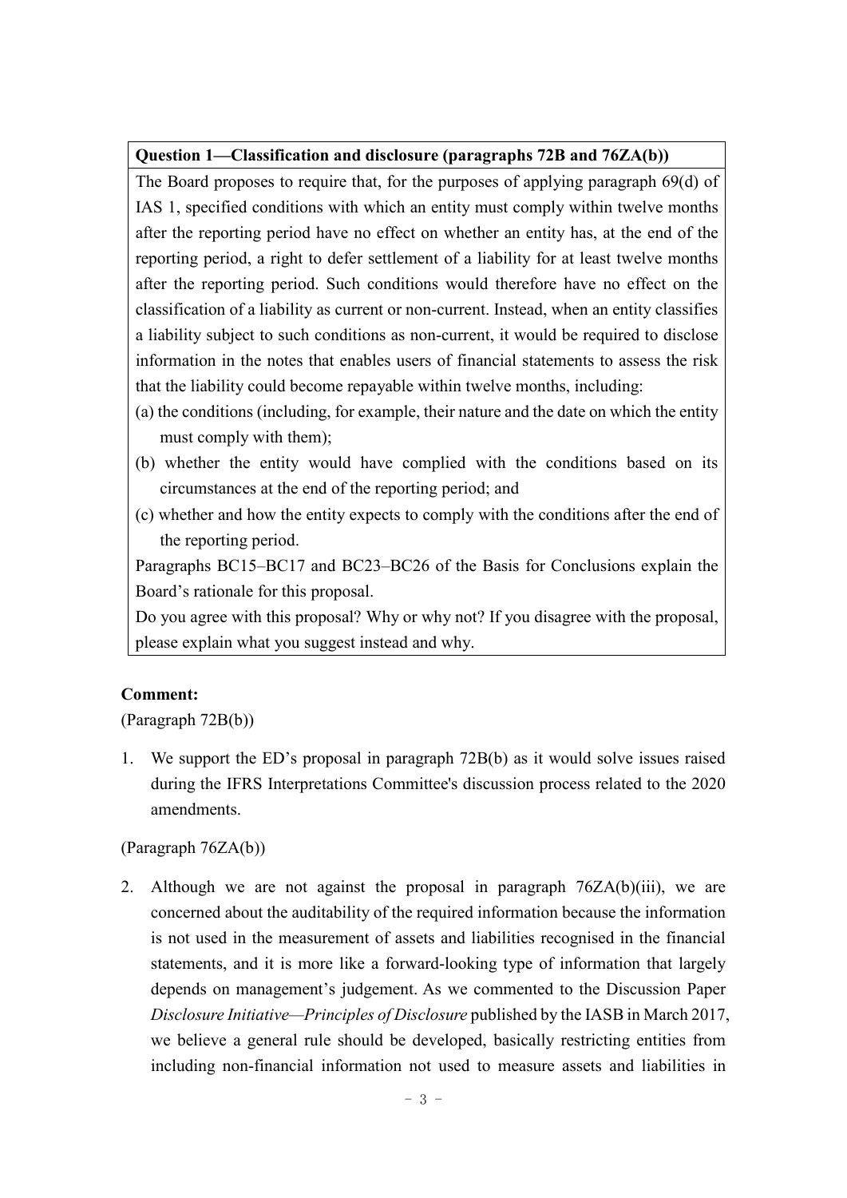**Question 1—Classification and disclosure (paragraphs 72B and 76ZA(b))**

The Board proposes to require that, for the purposes of applying paragraph 69(d) of IAS 1, specified conditions with which an entity must comply within twelve months after the reporting period have no effect on whether an entity has, at the end of the reporting period, a right to defer settlement of a liability for at least twelve months after the reporting period. Such conditions would therefore have no effect on the classification of a liability as current or non-current. Instead, when an entity classifies a liability subject to such conditions as non-current, it would be required to disclose information in the notes that enables users of financial statements to assess the risk that the liability could become repayable within twelve months, including:

(a) the conditions (including, for example, their nature and the date on which the entity must comply with them);

(b) whether the entity would have complied with the conditions based on its circumstances at the end of the reporting period; and

(c) whether and how the entity expects to comply with the conditions after the end of the reporting period.

Paragraphs BC15–BC17 and BC23–BC26 of the Basis for Conclusions explain the Board's rationale for this proposal.

Do you agree with this proposal? Why or why not? If you disagree with the proposal, please explain what you suggest instead and why.

**Comment:**

(Paragraph 72B(b))

1. We support the ED's proposal in paragraph 72B(b) as it would solve issues raised during the IFRS Interpretations Committee's discussion process related to the 2020 amendments.

(Paragraph 76ZA(b))

2. Although we are not against the proposal in paragraph 76ZA(b)(iii), we are concerned about the auditability of the required information because the information is not used in the measurement of assets and liabilities recognised in the financial statements, and it is more like a forward-looking type of information that largely depends on management's judgement. As we commented to the Discussion Paper *Disclosure Initiative—Principles of Disclosure* published by the IASB in March 2017, we believe a general rule should be developed, basically restricting entities from including non-financial information not used to measure assets and liabilities in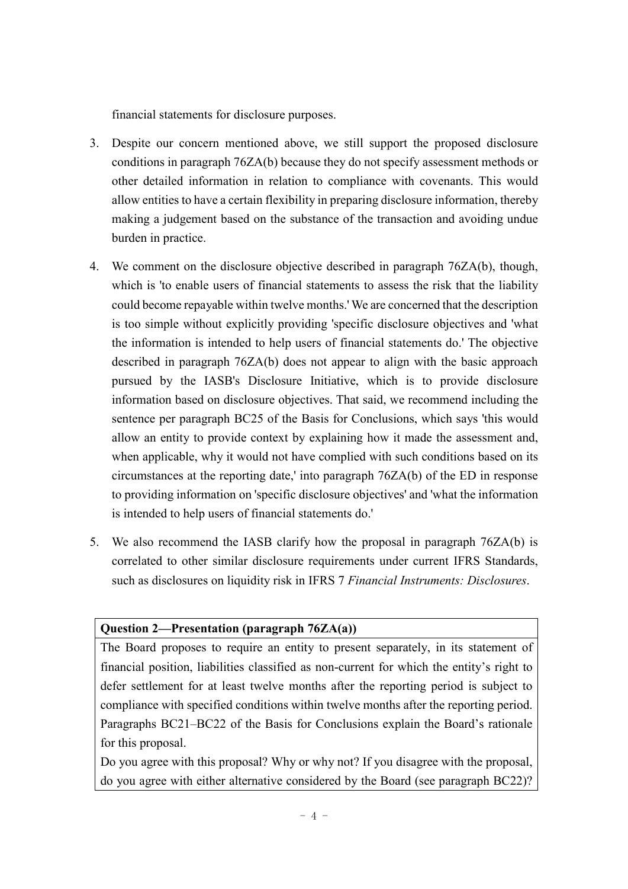financial statements for disclosure purposes.

3. Despite our concern mentioned above, we still support the proposed disclosure conditions in paragraph 76ZA(b) because they do not specify assessment methods or other detailed information in relation to compliance with covenants. This would allow entities to have a certain flexibility in preparing disclosure information, thereby making a judgement based on the substance of the transaction and avoiding undue burden in practice.

4. We comment on the disclosure objective described in paragraph 76ZA(b), though, which is 'to enable users of financial statements to assess the risk that the liability could become repayable within twelve months.' We are concerned that the description is too simple without explicitly providing 'specific disclosure objectives and 'what the information is intended to help users of financial statements do.' The objective described in paragraph 76ZA(b) does not appear to align with the basic approach pursued by the IASB's Disclosure Initiative, which is to provide disclosure information based on disclosure objectives. That said, we recommend including the sentence per paragraph BC25 of the Basis for Conclusions, which says 'this would allow an entity to provide context by explaining how it made the assessment and, when applicable, why it would not have complied with such conditions based on its circumstances at the reporting date,' into paragraph 76ZA(b) of the ED in response to providing information on 'specific disclosure objectives' and 'what the information is intended to help users of financial statements do.'

5. We also recommend the IASB clarify how the proposal in paragraph 76ZA(b) is correlated to other similar disclosure requirements under current IFRS Standards, such as disclosures on liquidity risk in IFRS 7 *Financial Instruments: Disclosures*.

| **Question 2—Presentation (paragraph 76ZA(a))** |
| --- |
| The Board proposes to require an entity to present separately, in its statement of financial position, liabilities classified as non-current for which the entity's right to defer settlement for at least twelve months after the reporting period is subject to compliance with specified conditions within twelve months after the reporting period. Paragraphs BC21–BC22 of the Basis for Conclusions explain the Board's rationale for this proposal.<br>Do you agree with this proposal? Why or why not? If you disagree with the proposal, do you agree with either alternative considered by the Board (see paragraph BC22)? |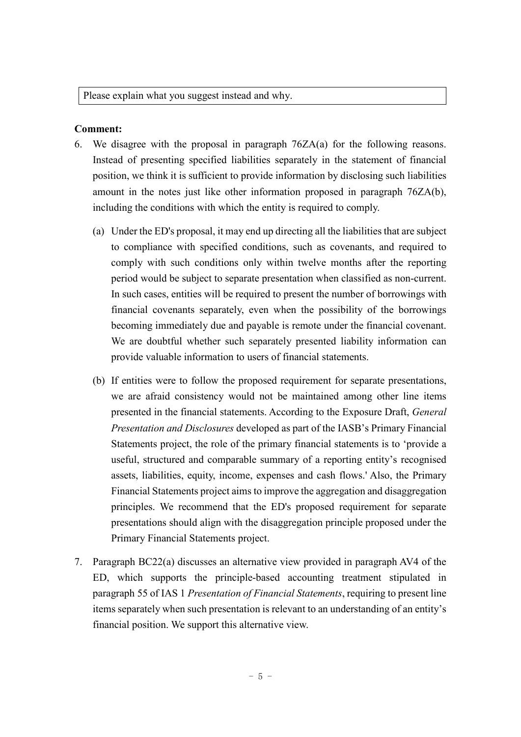| Please explain what you suggest instead and why. |
|---|

**Comment:**

6. We disagree with the proposal in paragraph 76ZA(a) for the following reasons. Instead of presenting specified liabilities separately in the statement of financial position, we think it is sufficient to provide information by disclosing such liabilities amount in the notes just like other information proposed in paragraph 76ZA(b), including the conditions with which the entity is required to comply.

   (a) Under the ED's proposal, it may end up directing all the liabilities that are subject to compliance with specified conditions, such as covenants, and required to comply with such conditions only within twelve months after the reporting period would be subject to separate presentation when classified as non-current. In such cases, entities will be required to present the number of borrowings with financial covenants separately, even when the possibility of the borrowings becoming immediately due and payable is remote under the financial covenant. We are doubtful whether such separately presented liability information can provide valuable information to users of financial statements.

   (b) If entities were to follow the proposed requirement for separate presentations, we are afraid consistency would not be maintained among other line items presented in the financial statements. According to the Exposure Draft, *General Presentation and Disclosures* developed as part of the IASB's Primary Financial Statements project, the role of the primary financial statements is to 'provide a useful, structured and comparable summary of a reporting entity's recognised assets, liabilities, equity, income, expenses and cash flows.' Also, the Primary Financial Statements project aims to improve the aggregation and disaggregation principles. We recommend that the ED's proposed requirement for separate presentations should align with the disaggregation principle proposed under the Primary Financial Statements project.

7. Paragraph BC22(a) discusses an alternative view provided in paragraph AV4 of the ED, which supports the principle-based accounting treatment stipulated in paragraph 55 of IAS 1 *Presentation of Financial Statements*, requiring to present line items separately when such presentation is relevant to an understanding of an entity's financial position. We support this alternative view.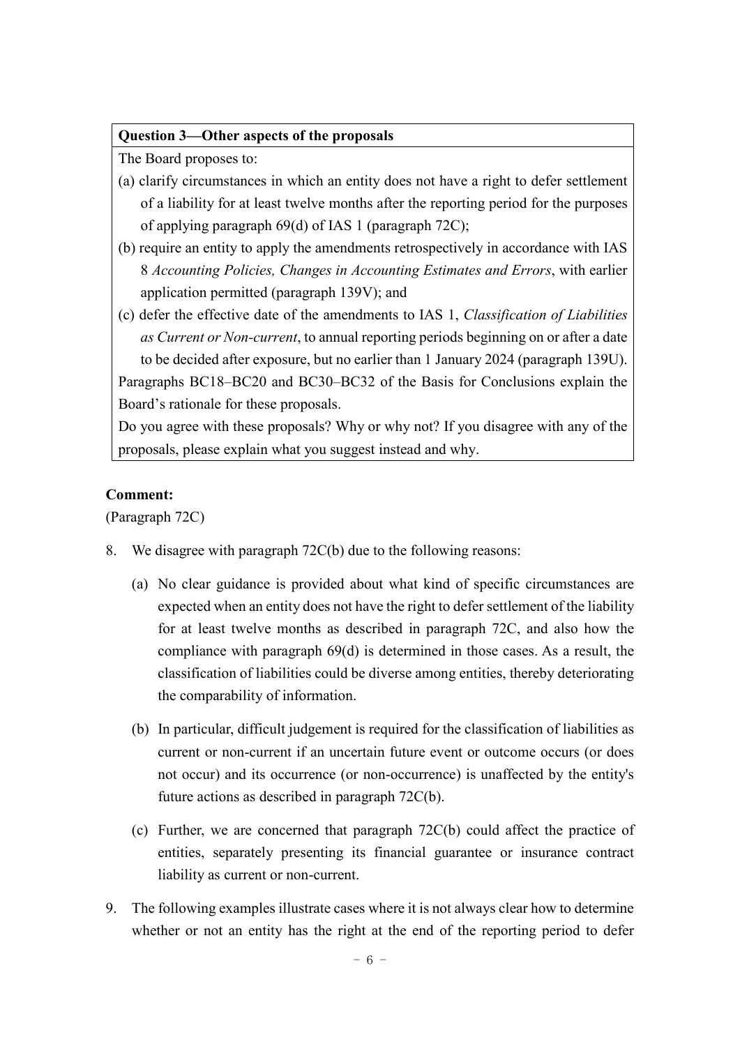| **Question 3—Other aspects of the proposals** |
| --- |
| The Board proposes to:<br>(a) clarify circumstances in which an entity does not have a right to defer settlement of a liability for at least twelve months after the reporting period for the purposes of applying paragraph 69(d) of IAS 1 (paragraph 72C);<br>(b) require an entity to apply the amendments retrospectively in accordance with IAS 8 *Accounting Policies, Changes in Accounting Estimates and Errors*, with earlier application permitted (paragraph 139V); and<br>(c) defer the effective date of the amendments to IAS 1, *Classification of Liabilities as Current or Non-current*, to annual reporting periods beginning on or after a date to be decided after exposure, but no earlier than 1 January 2024 (paragraph 139U).<br>Paragraphs BC18–BC20 and BC30–BC32 of the Basis for Conclusions explain the Board's rationale for these proposals.<br>Do you agree with these proposals? Why or why not? If you disagree with any of the proposals, please explain what you suggest instead and why. |

**Comment:**

(Paragraph 72C)

8. We disagree with paragraph 72C(b) due to the following reasons:

   (a) No clear guidance is provided about what kind of specific circumstances are expected when an entity does not have the right to defer settlement of the liability for at least twelve months as described in paragraph 72C, and also how the compliance with paragraph 69(d) is determined in those cases. As a result, the classification of liabilities could be diverse among entities, thereby deteriorating the comparability of information.

   (b) In particular, difficult judgement is required for the classification of liabilities as current or non-current if an uncertain future event or outcome occurs (or does not occur) and its occurrence (or non-occurrence) is unaffected by the entity's future actions as described in paragraph 72C(b).

   (c) Further, we are concerned that paragraph 72C(b) could affect the practice of entities, separately presenting its financial guarantee or insurance contract liability as current or non-current.

9. The following examples illustrate cases where it is not always clear how to determine whether or not an entity has the right at the end of the reporting period to defer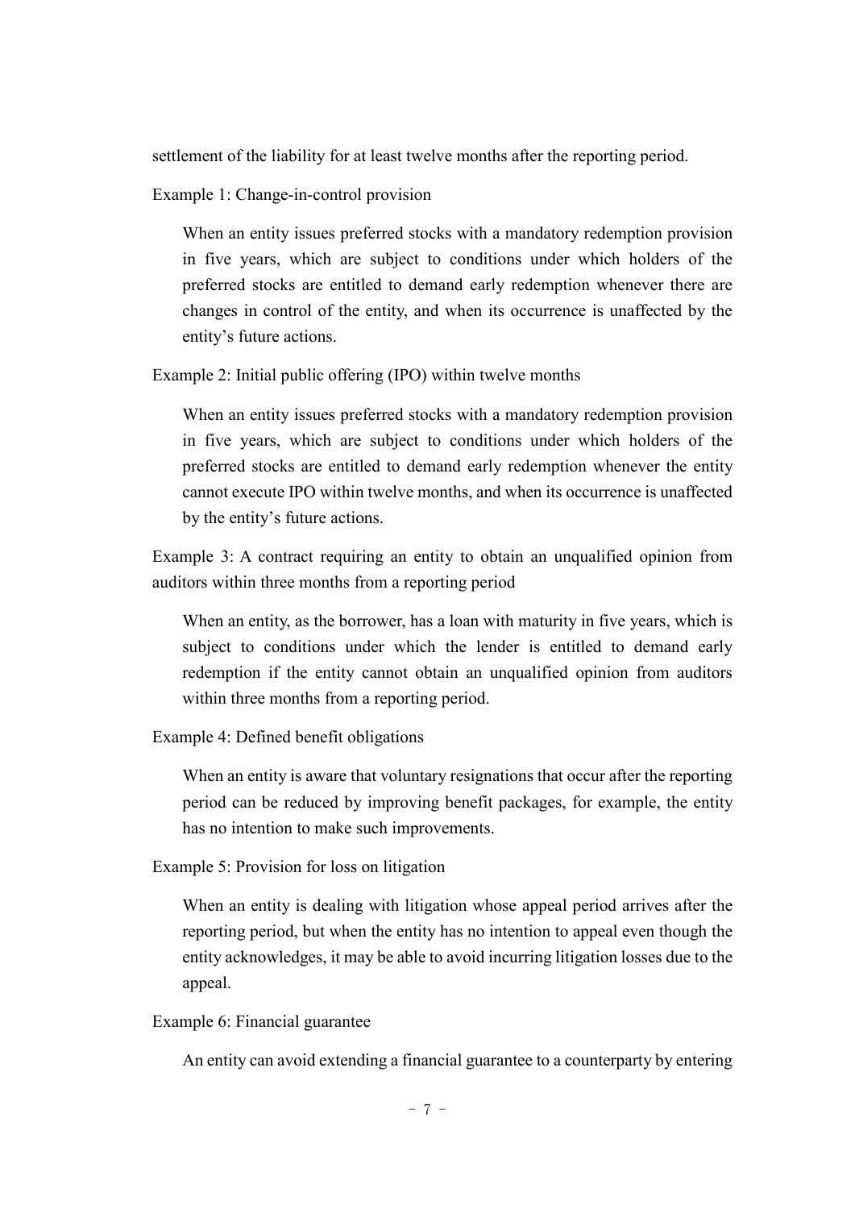settlement of the liability for at least twelve months after the reporting period.

Example 1: Change-in-control provision

> When an entity issues preferred stocks with a mandatory redemption provision in five years, which are subject to conditions under which holders of the preferred stocks are entitled to demand early redemption whenever there are changes in control of the entity, and when its occurrence is unaffected by the entity's future actions.

Example 2: Initial public offering (IPO) within twelve months

> When an entity issues preferred stocks with a mandatory redemption provision in five years, which are subject to conditions under which holders of the preferred stocks are entitled to demand early redemption whenever the entity cannot execute IPO within twelve months, and when its occurrence is unaffected by the entity's future actions.

Example 3: A contract requiring an entity to obtain an unqualified opinion from auditors within three months from a reporting period

> When an entity, as the borrower, has a loan with maturity in five years, which is subject to conditions under which the lender is entitled to demand early redemption if the entity cannot obtain an unqualified opinion from auditors within three months from a reporting period.

Example 4: Defined benefit obligations

> When an entity is aware that voluntary resignations that occur after the reporting period can be reduced by improving benefit packages, for example, the entity has no intention to make such improvements.

Example 5: Provision for loss on litigation

> When an entity is dealing with litigation whose appeal period arrives after the reporting period, but when the entity has no intention to appeal even though the entity acknowledges, it may be able to avoid incurring litigation losses due to the appeal.

Example 6: Financial guarantee

> An entity can avoid extending a financial guarantee to a counterparty by entering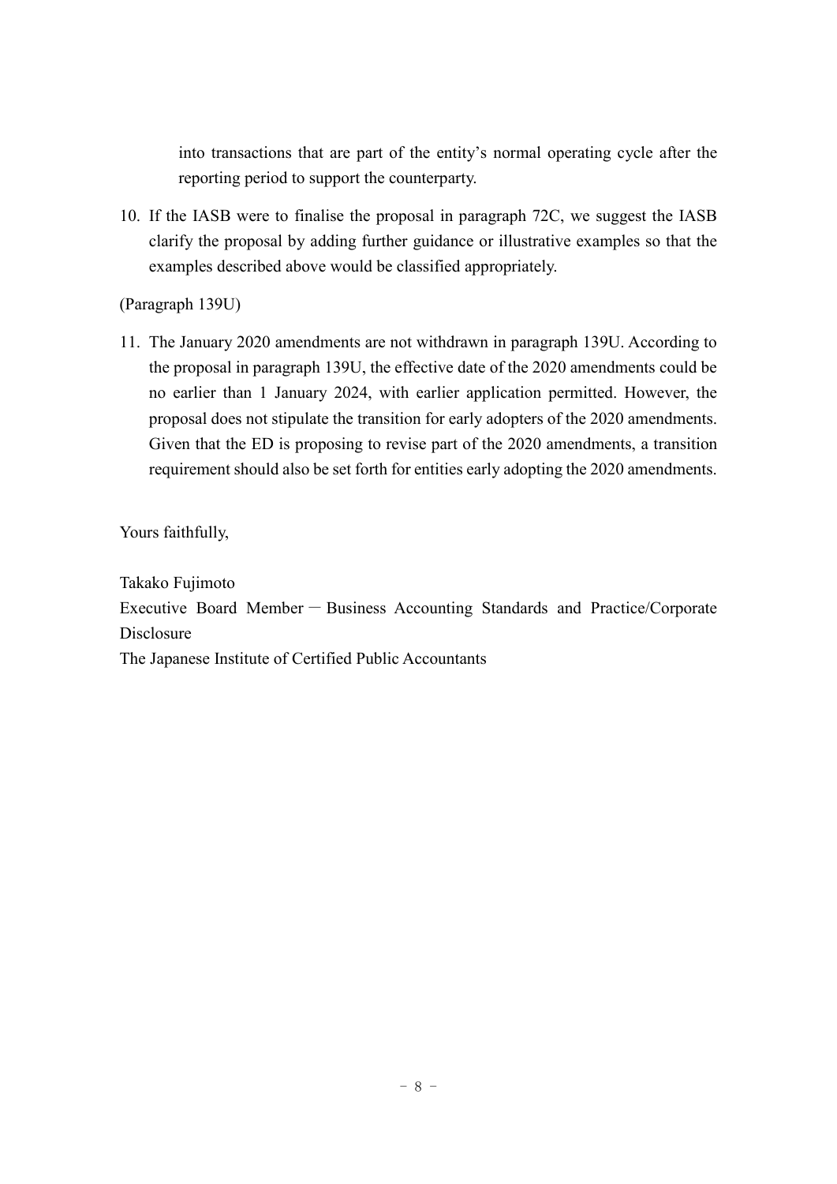into transactions that are part of the entity's normal operating cycle after the reporting period to support the counterparty.

10. If the IASB were to finalise the proposal in paragraph 72C, we suggest the IASB clarify the proposal by adding further guidance or illustrative examples so that the examples described above would be classified appropriately.

(Paragraph 139U)

11. The January 2020 amendments are not withdrawn in paragraph 139U. According to the proposal in paragraph 139U, the effective date of the 2020 amendments could be no earlier than 1 January 2024, with earlier application permitted. However, the proposal does not stipulate the transition for early adopters of the 2020 amendments. Given that the ED is proposing to revise part of the 2020 amendments, a transition requirement should also be set forth for entities early adopting the 2020 amendments.

Yours faithfully,

Takako Fujimoto
Executive Board Member－Business Accounting Standards and Practice/Corporate Disclosure
The Japanese Institute of Certified Public Accountants